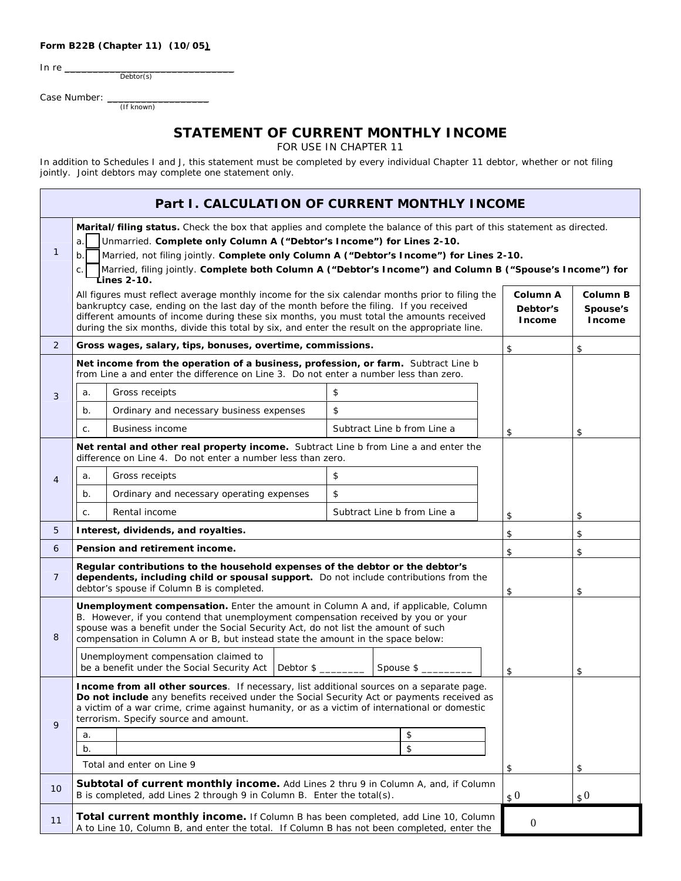**Form B22B (Chapter 11) (10/05)**

In re ______________________________
Debtor(s)

Case Number: ____________________
(If known)

# STATEMENT OF CURRENT MONTHLY INCOME

FOR USE IN CHAPTER 11

In addition to Schedules I and J, this statement must be completed by every individual Chapter 11 debtor, whether or not filing jointly. Joint debtors may complete one statement only.

| | **Part I. CALCULATION OF CURRENT MONTHLY INCOME** | | |
|---|---|---|---|
| 1 | **Marital/filing status.** Check the box that applies and complete the balance of this part of this statement as directed.<br>a. ☐ Unmarried. **Complete only Column A ("Debtor's Income") for Lines 2-10.**<br>b. ☐ Married, not filing jointly. **Complete only Column A ("Debtor's Income") for Lines 2-10.**<br>c. ☐ Married, filing jointly. **Complete both Column A ("Debtor's Income") and Column B ("Spouse's Income") for Lines 2-10.** | | |
| | All figures must reflect average monthly income for the six calendar months prior to filing the bankruptcy case, ending on the last day of the month before the filing. If you received different amounts of income during these six months, you must total the amounts received during the six months, divide this total by six, and enter the result on the appropriate line. | **Column A Debtor's Income** | **Column B Spouse's Income** |
| 2 | **Gross wages, salary, tips, bonuses, overtime, commissions.** | $ | $ |
| 3 | **Net income from the operation of a business, profession, or farm.** Subtract Line b from Line a and enter the difference on Line 3. Do not enter a number less than zero.<br>a. Gross receipts — $<br>b. Ordinary and necessary business expenses — $<br>c. Business income — Subtract Line b from Line a | $ | $ |
| 4 | **Net rental and other real property income.** Subtract Line b from Line a and enter the difference on Line 4. Do not enter a number less than zero.<br>a. Gross receipts — $<br>b. Ordinary and necessary operating expenses — $<br>c. Rental income — Subtract Line b from Line a | $ | $ |
| 5 | **Interest, dividends, and royalties.** | $ | $ |
| 6 | **Pension and retirement income.** | $ | $ |
| 7 | **Regular contributions to the household expenses of the debtor or the debtor's dependents, including child or spousal support.** Do not include contributions from the debtor's spouse if Column B is completed. | $ | $ |
| 8 | **Unemployment compensation.** Enter the amount in Column A and, if applicable, Column B. However, if you contend that unemployment compensation received by you or your spouse was a benefit under the Social Security Act, do not list the amount of such compensation in Column A or B, but instead state the amount in the space below:<br>Unemployment compensation claimed to be a benefit under the Social Security Act — Debtor $ ________ — Spouse $ _________ | $ | $ |
| 9 | **Income from all other sources**. If necessary, list additional sources on a separate page. **Do not include** any benefits received under the Social Security Act or payments received as a victim of a war crime, crime against humanity, or as a victim of international or domestic terrorism. Specify source and amount.<br>a. ________ $<br>b. ________ $<br>Total and enter on Line 9 | $ | $ |
| 10 | **Subtotal of current monthly income.** Add Lines 2 thru 9 in Column A, and, if Column B is completed, add Lines 2 through 9 in Column B. Enter the total(s). | $ 0 | $ 0 |
| 11 | **Total current monthly income.** If Column B has been completed, add Line 10, Column A to Line 10, Column B, and enter the total. If Column B has not been completed, enter the | 0 | |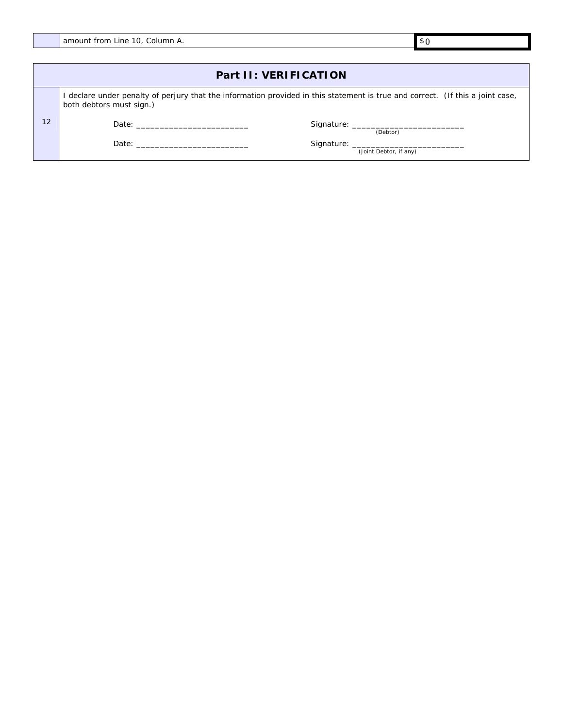| | | |
|---|---|---|
| | amount from Line 10, Column A. | $0 |

| Part II: VERIFICATION | |
|---|---|
| 12 | I declare under penalty of perjury that the information provided in this statement is true and correct. (If this a joint case, both debtors must sign.)<br><br>Date: ________________________ Signature: ________________________ (Debtor)<br><br>Date: ________________________ Signature: ________________________ (Joint Debtor, if any) |